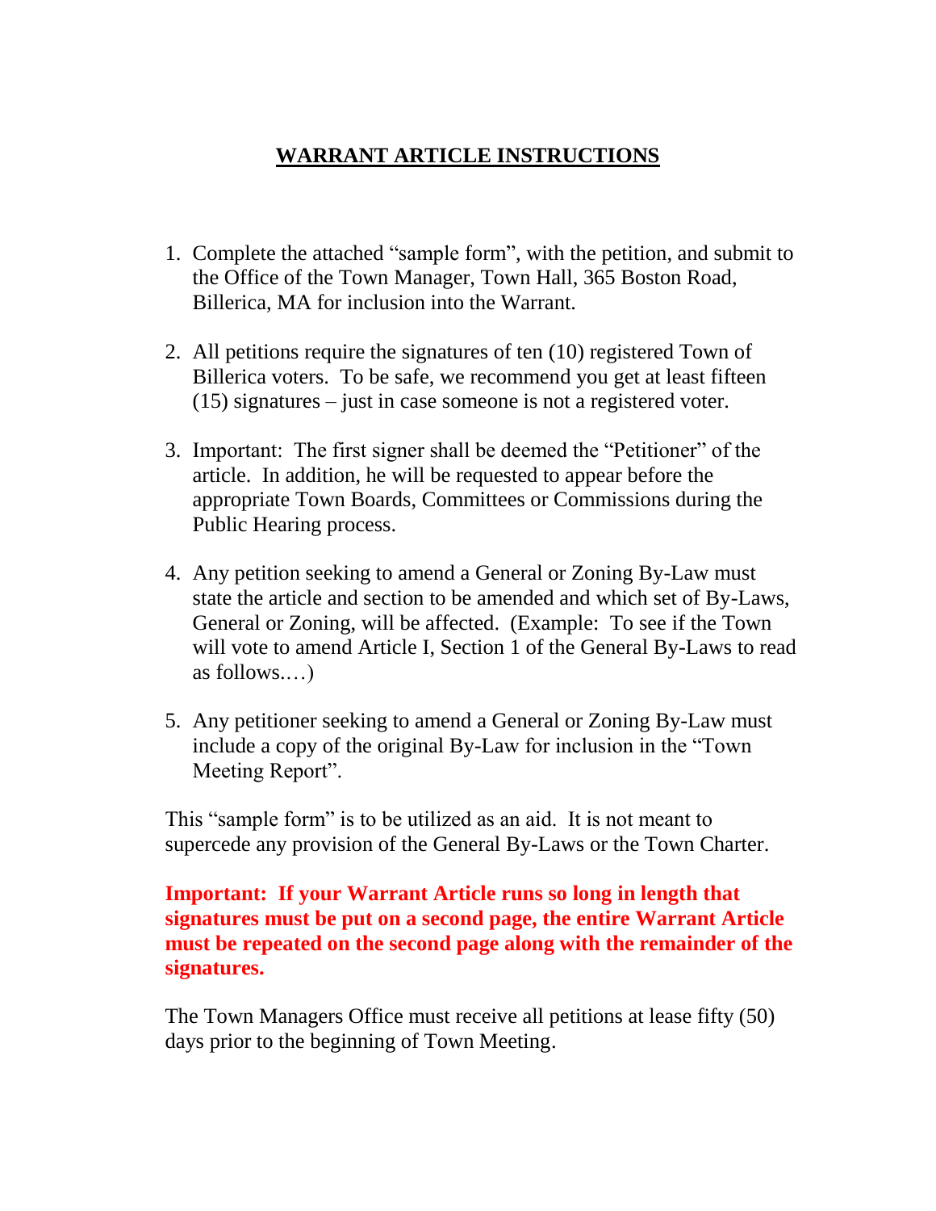# WARRANT ARTICLE INSTRUCTIONS

1. Complete the attached "sample form", with the petition, and submit to the Office of the Town Manager, Town Hall, 365 Boston Road, Billerica, MA for inclusion into the Warrant.

2. All petitions require the signatures of ten (10) registered Town of Billerica voters. To be safe, we recommend you get at least fifteen (15) signatures – just in case someone is not a registered voter.

3. Important: The first signer shall be deemed the "Petitioner" of the article. In addition, he will be requested to appear before the appropriate Town Boards, Committees or Commissions during the Public Hearing process.

4. Any petition seeking to amend a General or Zoning By-Law must state the article and section to be amended and which set of By-Laws, General or Zoning, will be affected. (Example: To see if the Town will vote to amend Article I, Section 1 of the General By-Laws to read as follows.…)

5. Any petitioner seeking to amend a General or Zoning By-Law must include a copy of the original By-Law for inclusion in the "Town Meeting Report".

This "sample form" is to be utilized as an aid. It is not meant to supercede any provision of the General By-Laws or the Town Charter.

**Important: If your Warrant Article runs so long in length that signatures must be put on a second page, the entire Warrant Article must be repeated on the second page along with the remainder of the signatures.**

The Town Managers Office must receive all petitions at lease fifty (50) days prior to the beginning of Town Meeting.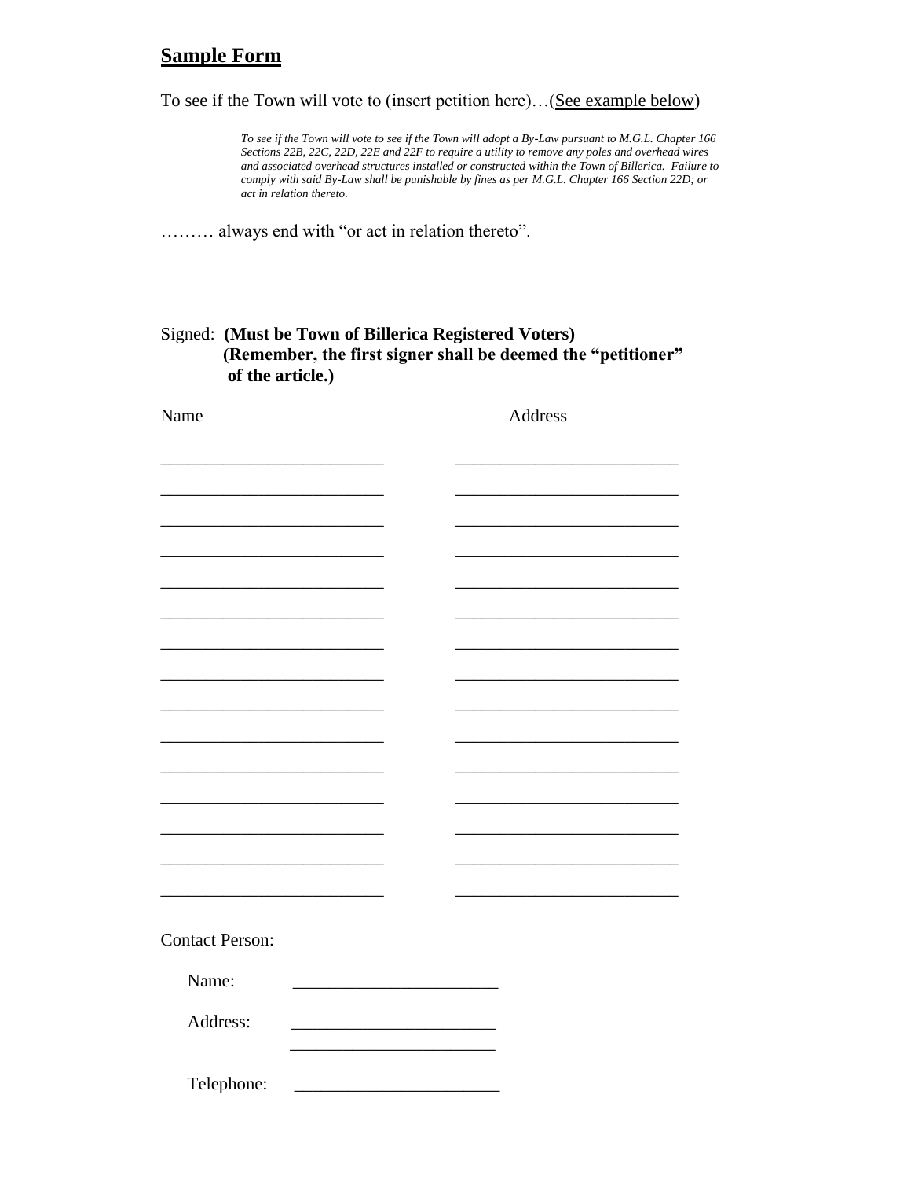## **Sample Form**

To see if the Town will vote to (insert petition here)…(See example below)

> *To see if the Town will vote to see if the Town will adopt a By-Law pursuant to M.G.L. Chapter 166 Sections 22B, 22C, 22D, 22E and 22F to require a utility to remove any poles and overhead wires and associated overhead structures installed or constructed within the Town of Billerica. Failure to comply with said By-Law shall be punishable by fines as per M.G.L. Chapter 166 Section 22D; or act in relation thereto.*

……… always end with "or act in relation thereto".

Signed: **(Must be Town of Billerica Registered Voters)**
**(Remember, the first signer shall be deemed the "petitioner" of the article.)**

| Name | Address |
| --- | --- |
| ______________________ | ______________________ |
| ______________________ | ______________________ |
| ______________________ | ______________________ |
| ______________________ | ______________________ |
| ______________________ | ______________________ |
| ______________________ | ______________________ |
| ______________________ | ______________________ |
| ______________________ | ______________________ |
| ______________________ | ______________________ |
| ______________________ | ______________________ |
| ______________________ | ______________________ |
| ______________________ | ______________________ |
| ______________________ | ______________________ |
| ______________________ | ______________________ |
| ______________________ | ______________________ |

Contact Person:

Name: ______________________

Address: ______________________
______________________

Telephone: ______________________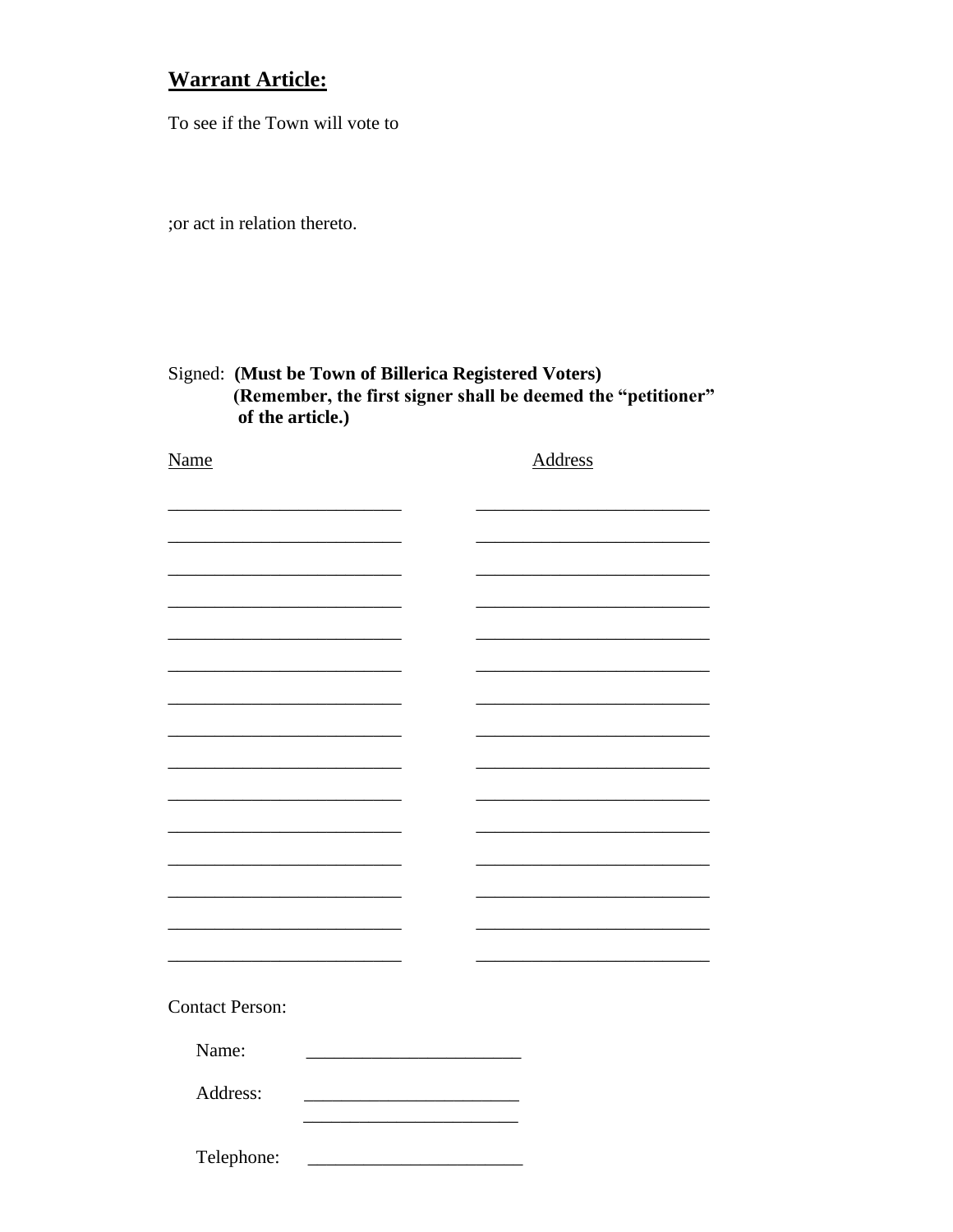**<u>Warrant Article:</u>**

To see if the Town will vote to

;or act in relation thereto.

Signed: **(Must be Town of Billerica Registered Voters)**
**(Remember, the first signer shall be deemed the "petitioner" of the article.)**

| <u>Name</u> | <u>Address</u> |
|---|---|
| ________________________ | ________________________ |
| ________________________ | ________________________ |
| ________________________ | ________________________ |
| ________________________ | ________________________ |
| ________________________ | ________________________ |
| ________________________ | ________________________ |
| ________________________ | ________________________ |
| ________________________ | ________________________ |
| ________________________ | ________________________ |
| ________________________ | ________________________ |
| ________________________ | ________________________ |
| ________________________ | ________________________ |
| ________________________ | ________________________ |
| ________________________ | ________________________ |
| ________________________ | ________________________ |

Contact Person:

Name: ______________________

Address: ______________________
______________________

Telephone: ______________________